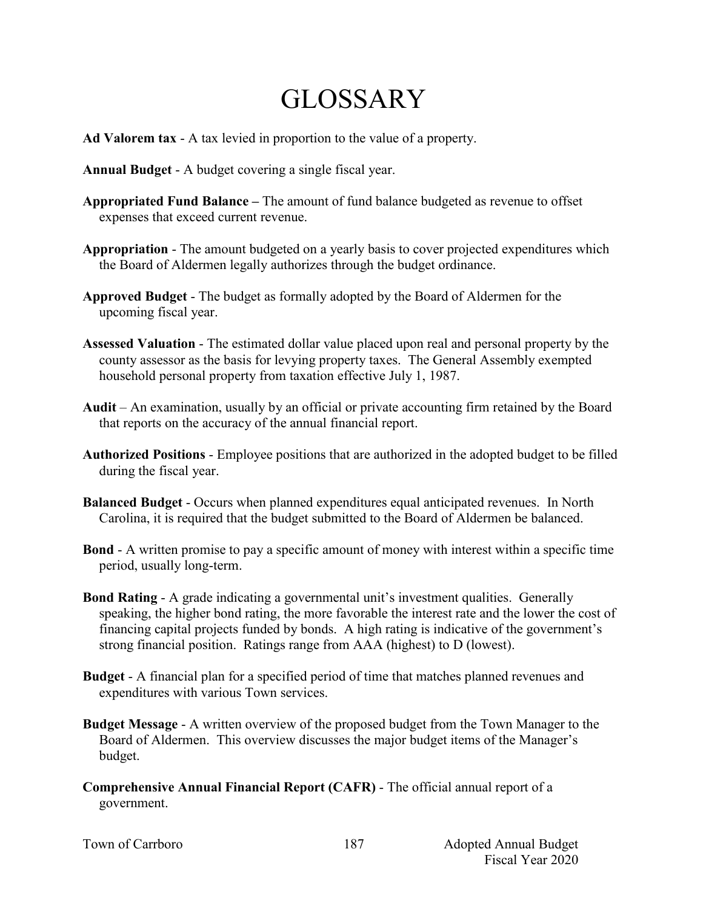# GLOSSARY

**Ad Valorem tax** - A tax levied in proportion to the value of a property.

**Annual Budget** - A budget covering a single fiscal year.

**Appropriated Fund Balance –** The amount of fund balance budgeted as revenue to offset expenses that exceed current revenue.

**Appropriation** - The amount budgeted on a yearly basis to cover projected expenditures which the Board of Aldermen legally authorizes through the budget ordinance.

**Approved Budget** - The budget as formally adopted by the Board of Aldermen for the upcoming fiscal year.

**Assessed Valuation** - The estimated dollar value placed upon real and personal property by the county assessor as the basis for levying property taxes. The General Assembly exempted household personal property from taxation effective July 1, 1987.

**Audit** – An examination, usually by an official or private accounting firm retained by the Board that reports on the accuracy of the annual financial report.

**Authorized Positions** - Employee positions that are authorized in the adopted budget to be filled during the fiscal year.

**Balanced Budget** - Occurs when planned expenditures equal anticipated revenues. In North Carolina, it is required that the budget submitted to the Board of Aldermen be balanced.

**Bond** - A written promise to pay a specific amount of money with interest within a specific time period, usually long-term.

**Bond Rating** - A grade indicating a governmental unit's investment qualities. Generally speaking, the higher bond rating, the more favorable the interest rate and the lower the cost of financing capital projects funded by bonds. A high rating is indicative of the government's strong financial position. Ratings range from AAA (highest) to D (lowest).

**Budget** - A financial plan for a specified period of time that matches planned revenues and expenditures with various Town services.

**Budget Message** - A written overview of the proposed budget from the Town Manager to the Board of Aldermen. This overview discusses the major budget items of the Manager's budget.

**Comprehensive Annual Financial Report (CAFR)** - The official annual report of a government.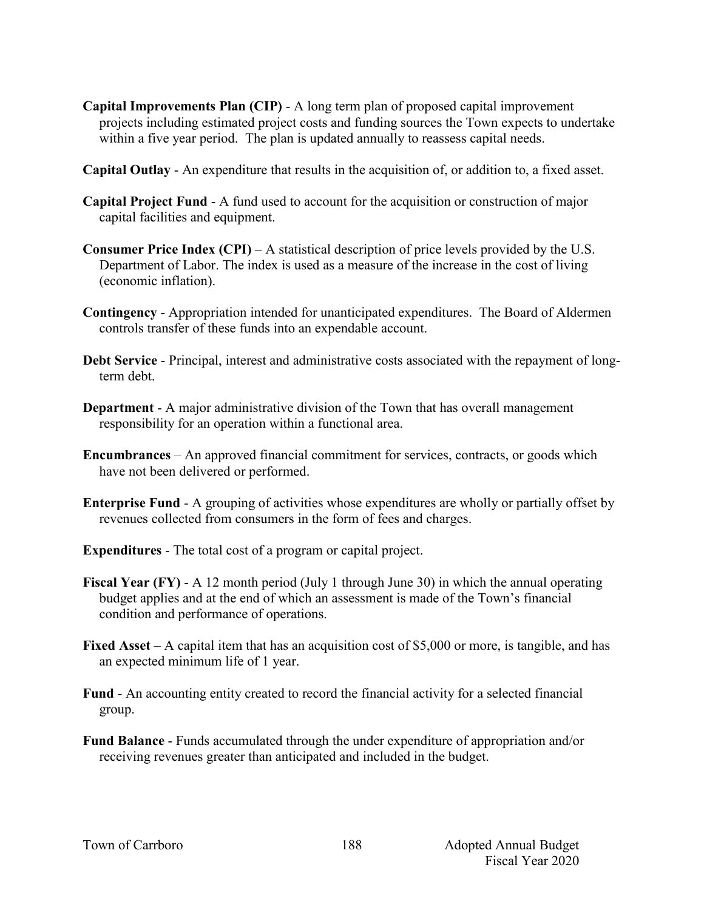**Capital Improvements Plan (CIP)** - A long term plan of proposed capital improvement projects including estimated project costs and funding sources the Town expects to undertake within a five year period. The plan is updated annually to reassess capital needs.

**Capital Outlay** - An expenditure that results in the acquisition of, or addition to, a fixed asset.

**Capital Project Fund** - A fund used to account for the acquisition or construction of major capital facilities and equipment.

**Consumer Price Index (CPI)** – A statistical description of price levels provided by the U.S. Department of Labor. The index is used as a measure of the increase in the cost of living (economic inflation).

**Contingency** - Appropriation intended for unanticipated expenditures. The Board of Aldermen controls transfer of these funds into an expendable account.

**Debt Service** - Principal, interest and administrative costs associated with the repayment of long-term debt.

**Department** - A major administrative division of the Town that has overall management responsibility for an operation within a functional area.

**Encumbrances** – An approved financial commitment for services, contracts, or goods which have not been delivered or performed.

**Enterprise Fund** - A grouping of activities whose expenditures are wholly or partially offset by revenues collected from consumers in the form of fees and charges.

**Expenditures** - The total cost of a program or capital project.

**Fiscal Year (FY)** - A 12 month period (July 1 through June 30) in which the annual operating budget applies and at the end of which an assessment is made of the Town's financial condition and performance of operations.

**Fixed Asset** – A capital item that has an acquisition cost of $5,000 or more, is tangible, and has an expected minimum life of 1 year.

**Fund** - An accounting entity created to record the financial activity for a selected financial group.

**Fund Balance** - Funds accumulated through the under expenditure of appropriation and/or receiving revenues greater than anticipated and included in the budget.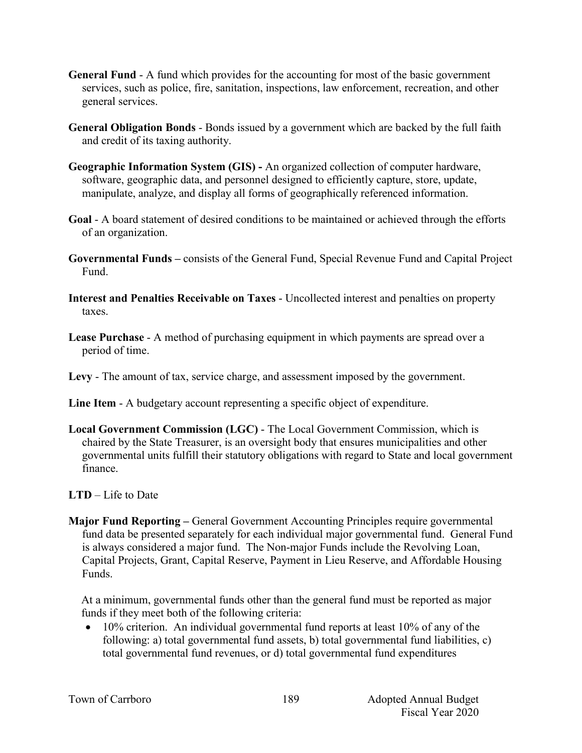**General Fund** - A fund which provides for the accounting for most of the basic government services, such as police, fire, sanitation, inspections, law enforcement, recreation, and other general services.

**General Obligation Bonds** - Bonds issued by a government which are backed by the full faith and credit of its taxing authority.

**Geographic Information System (GIS) -** An organized collection of computer hardware, software, geographic data, and personnel designed to efficiently capture, store, update, manipulate, analyze, and display all forms of geographically referenced information.

**Goal** - A board statement of desired conditions to be maintained or achieved through the efforts of an organization.

**Governmental Funds –** consists of the General Fund, Special Revenue Fund and Capital Project Fund.

**Interest and Penalties Receivable on Taxes** - Uncollected interest and penalties on property taxes.

**Lease Purchase** - A method of purchasing equipment in which payments are spread over a period of time.

**Levy** - The amount of tax, service charge, and assessment imposed by the government.

**Line Item** - A budgetary account representing a specific object of expenditure.

**Local Government Commission (LGC)** - The Local Government Commission, which is chaired by the State Treasurer, is an oversight body that ensures municipalities and other governmental units fulfill their statutory obligations with regard to State and local government finance.

**LTD** – Life to Date

**Major Fund Reporting –** General Government Accounting Principles require governmental fund data be presented separately for each individual major governmental fund. General Fund is always considered a major fund. The Non-major Funds include the Revolving Loan, Capital Projects, Grant, Capital Reserve, Payment in Lieu Reserve, and Affordable Housing Funds.

At a minimum, governmental funds other than the general fund must be reported as major funds if they meet both of the following criteria:

- 10% criterion. An individual governmental fund reports at least 10% of any of the following: a) total governmental fund assets, b) total governmental fund liabilities, c) total governmental fund revenues, or d) total governmental fund expenditures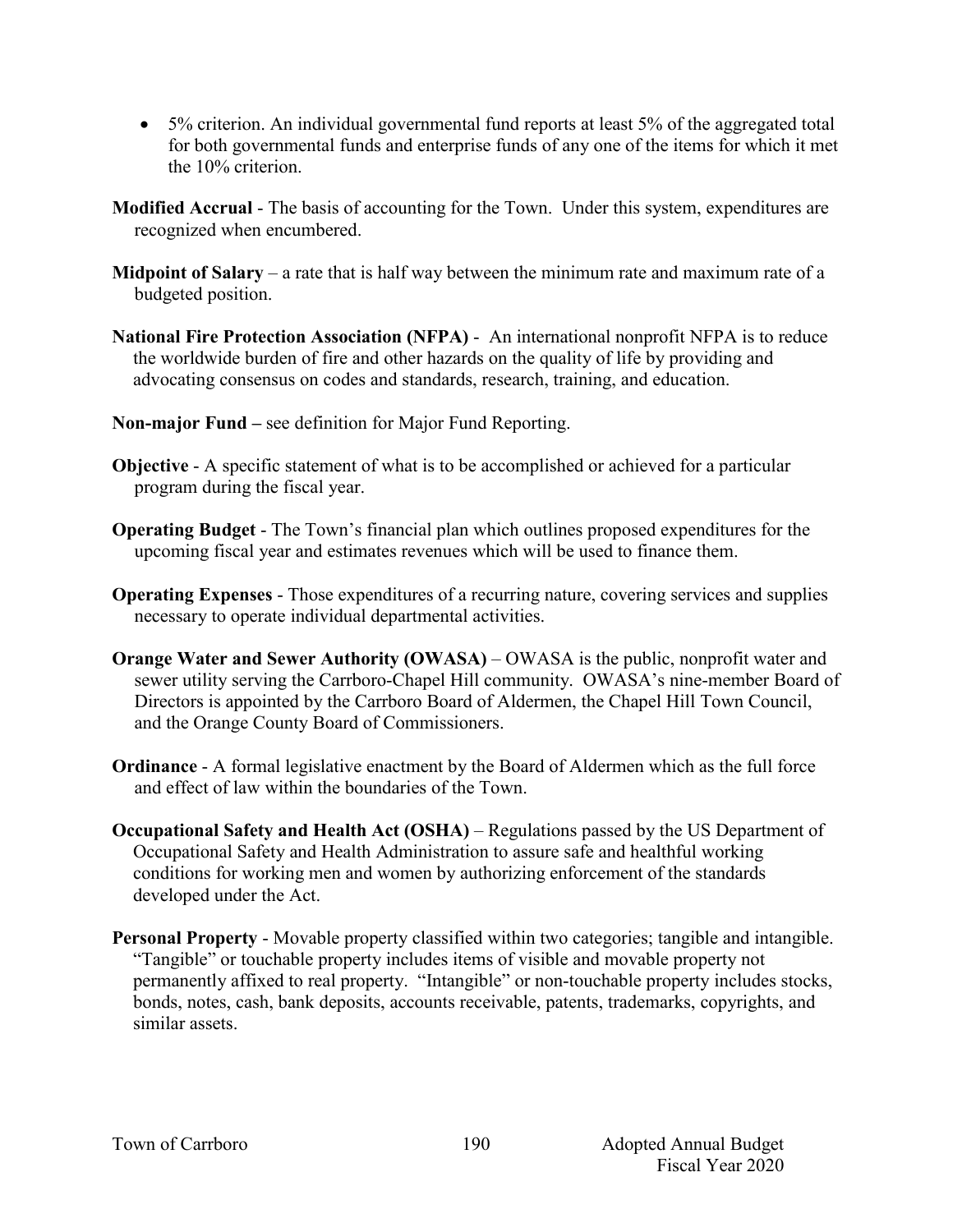- 5% criterion. An individual governmental fund reports at least 5% of the aggregated total for both governmental funds and enterprise funds of any one of the items for which it met the 10% criterion.

**Modified Accrual** - The basis of accounting for the Town. Under this system, expenditures are recognized when encumbered.

**Midpoint of Salary** – a rate that is half way between the minimum rate and maximum rate of a budgeted position.

**National Fire Protection Association (NFPA)** - An international nonprofit NFPA is to reduce the worldwide burden of fire and other hazards on the quality of life by providing and advocating consensus on codes and standards, research, training, and education.

**Non-major Fund –** see definition for Major Fund Reporting.

**Objective** - A specific statement of what is to be accomplished or achieved for a particular program during the fiscal year.

**Operating Budget** - The Town's financial plan which outlines proposed expenditures for the upcoming fiscal year and estimates revenues which will be used to finance them.

**Operating Expenses** - Those expenditures of a recurring nature, covering services and supplies necessary to operate individual departmental activities.

**Orange Water and Sewer Authority (OWASA)** – OWASA is the public, nonprofit water and sewer utility serving the Carrboro-Chapel Hill community. OWASA's nine-member Board of Directors is appointed by the Carrboro Board of Aldermen, the Chapel Hill Town Council, and the Orange County Board of Commissioners.

**Ordinance** - A formal legislative enactment by the Board of Aldermen which as the full force and effect of law within the boundaries of the Town.

**Occupational Safety and Health Act (OSHA)** – Regulations passed by the US Department of Occupational Safety and Health Administration to assure safe and healthful working conditions for working men and women by authorizing enforcement of the standards developed under the Act.

**Personal Property** - Movable property classified within two categories; tangible and intangible. "Tangible" or touchable property includes items of visible and movable property not permanently affixed to real property. "Intangible" or non-touchable property includes stocks, bonds, notes, cash, bank deposits, accounts receivable, patents, trademarks, copyrights, and similar assets.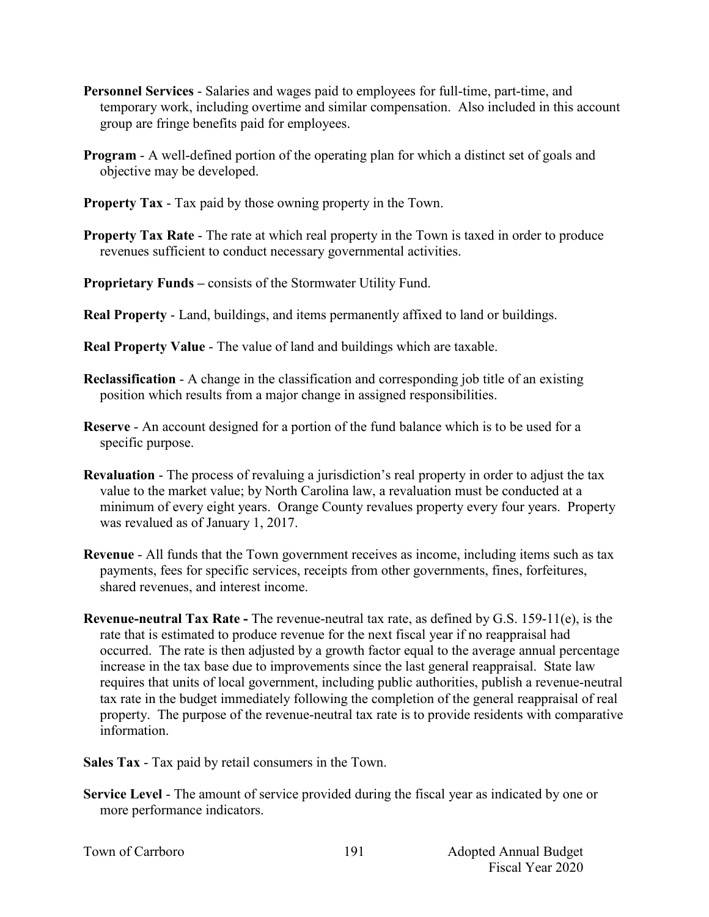**Personnel Services** - Salaries and wages paid to employees for full-time, part-time, and temporary work, including overtime and similar compensation. Also included in this account group are fringe benefits paid for employees.

**Program** - A well-defined portion of the operating plan for which a distinct set of goals and objective may be developed.

**Property Tax** - Tax paid by those owning property in the Town.

**Property Tax Rate** - The rate at which real property in the Town is taxed in order to produce revenues sufficient to conduct necessary governmental activities.

**Proprietary Funds –** consists of the Stormwater Utility Fund.

**Real Property** - Land, buildings, and items permanently affixed to land or buildings.

**Real Property Value** - The value of land and buildings which are taxable.

**Reclassification** - A change in the classification and corresponding job title of an existing position which results from a major change in assigned responsibilities.

**Reserve** - An account designed for a portion of the fund balance which is to be used for a specific purpose.

**Revaluation** - The process of revaluing a jurisdiction's real property in order to adjust the tax value to the market value; by North Carolina law, a revaluation must be conducted at a minimum of every eight years. Orange County revalues property every four years. Property was revalued as of January 1, 2017.

**Revenue** - All funds that the Town government receives as income, including items such as tax payments, fees for specific services, receipts from other governments, fines, forfeitures, shared revenues, and interest income.

**Revenue-neutral Tax Rate -** The revenue-neutral tax rate, as defined by G.S. 159-11(e), is the rate that is estimated to produce revenue for the next fiscal year if no reappraisal had occurred. The rate is then adjusted by a growth factor equal to the average annual percentage increase in the tax base due to improvements since the last general reappraisal. State law requires that units of local government, including public authorities, publish a revenue-neutral tax rate in the budget immediately following the completion of the general reappraisal of real property. The purpose of the revenue-neutral tax rate is to provide residents with comparative information.

**Sales Tax** - Tax paid by retail consumers in the Town.

**Service Level** - The amount of service provided during the fiscal year as indicated by one or more performance indicators.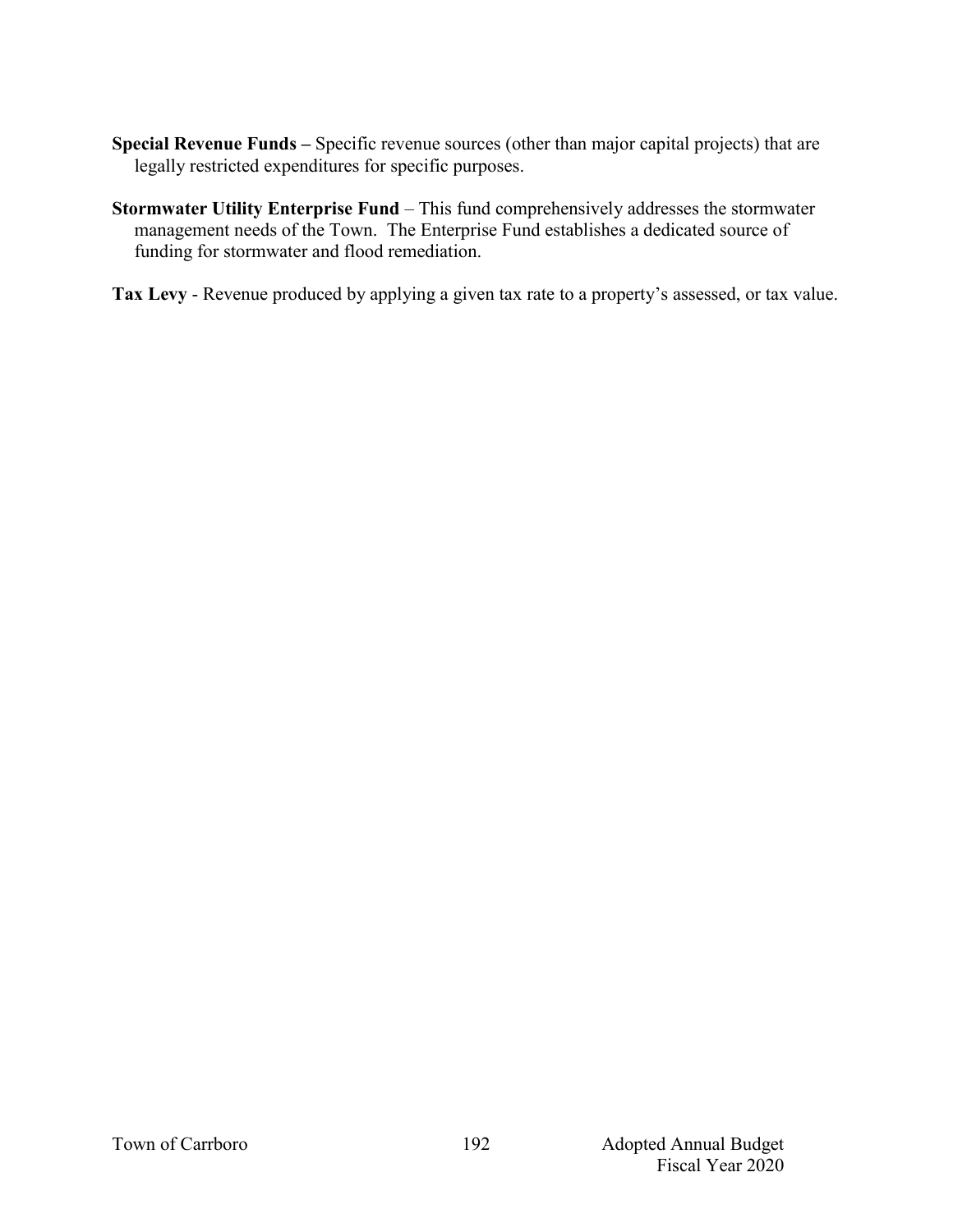**Special Revenue Funds –** Specific revenue sources (other than major capital projects) that are legally restricted expenditures for specific purposes.

**Stormwater Utility Enterprise Fund** – This fund comprehensively addresses the stormwater management needs of the Town. The Enterprise Fund establishes a dedicated source of funding for stormwater and flood remediation.

**Tax Levy** - Revenue produced by applying a given tax rate to a property's assessed, or tax value.